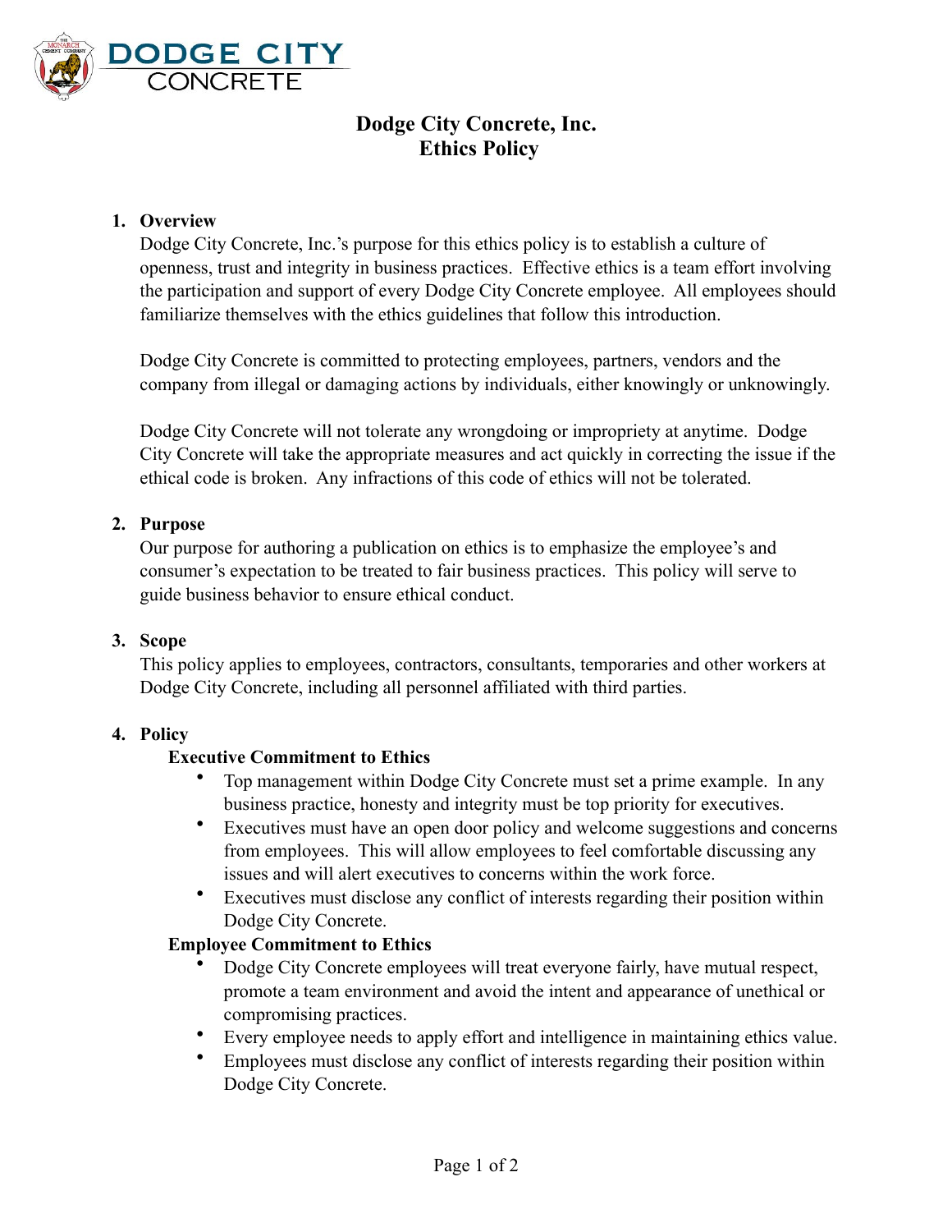DODGE CITY CONCRETE

# Dodge City Concrete, Inc.
# Ethics Policy

1. **Overview**

   Dodge City Concrete, Inc.'s purpose for this ethics policy is to establish a culture of openness, trust and integrity in business practices. Effective ethics is a team effort involving the participation and support of every Dodge City Concrete employee. All employees should familiarize themselves with the ethics guidelines that follow this introduction.

   Dodge City Concrete is committed to protecting employees, partners, vendors and the company from illegal or damaging actions by individuals, either knowingly or unknowingly.

   Dodge City Concrete will not tolerate any wrongdoing or impropriety at anytime. Dodge City Concrete will take the appropriate measures and act quickly in correcting the issue if the ethical code is broken. Any infractions of this code of ethics will not be tolerated.

2. **Purpose**

   Our purpose for authoring a publication on ethics is to emphasize the employee's and consumer's expectation to be treated to fair business practices. This policy will serve to guide business behavior to ensure ethical conduct.

3. **Scope**

   This policy applies to employees, contractors, consultants, temporaries and other workers at Dodge City Concrete, including all personnel affiliated with third parties.

4. **Policy**

   **Executive Commitment to Ethics**

   - Top management within Dodge City Concrete must set a prime example. In any business practice, honesty and integrity must be top priority for executives.
   - Executives must have an open door policy and welcome suggestions and concerns from employees. This will allow employees to feel comfortable discussing any issues and will alert executives to concerns within the work force.
   - Executives must disclose any conflict of interests regarding their position within Dodge City Concrete.

   **Employee Commitment to Ethics**

   - Dodge City Concrete employees will treat everyone fairly, have mutual respect, promote a team environment and avoid the intent and appearance of unethical or compromising practices.
   - Every employee needs to apply effort and intelligence in maintaining ethics value.
   - Employees must disclose any conflict of interests regarding their position within Dodge City Concrete.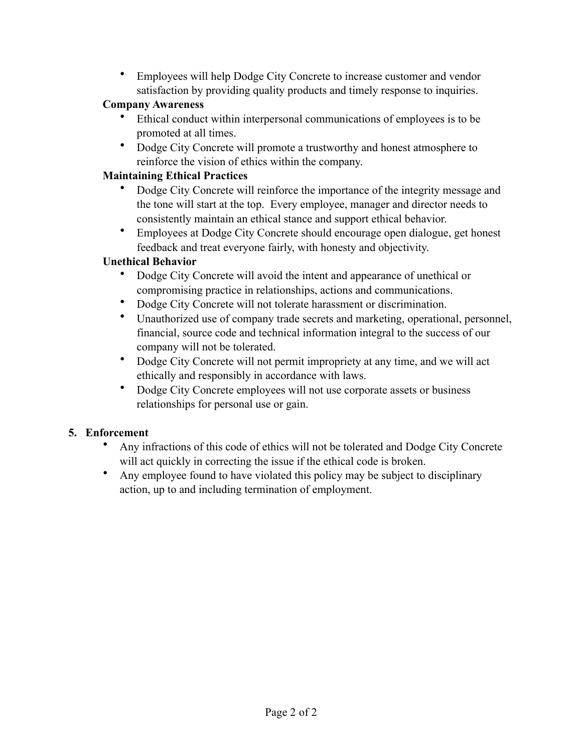- Employees will help Dodge City Concrete to increase customer and vendor satisfaction by providing quality products and timely response to inquiries.

**Company Awareness**

- Ethical conduct within interpersonal communications of employees is to be promoted at all times.
- Dodge City Concrete will promote a trustworthy and honest atmosphere to reinforce the vision of ethics within the company.

**Maintaining Ethical Practices**

- Dodge City Concrete will reinforce the importance of the integrity message and the tone will start at the top. Every employee, manager and director needs to consistently maintain an ethical stance and support ethical behavior.
- Employees at Dodge City Concrete should encourage open dialogue, get honest feedback and treat everyone fairly, with honesty and objectivity.

**Unethical Behavior**

- Dodge City Concrete will avoid the intent and appearance of unethical or compromising practice in relationships, actions and communications.
- Dodge City Concrete will not tolerate harassment or discrimination.
- Unauthorized use of company trade secrets and marketing, operational, personnel, financial, source code and technical information integral to the success of our company will not be tolerated.
- Dodge City Concrete will not permit impropriety at any time, and we will act ethically and responsibly in accordance with laws.
- Dodge City Concrete employees will not use corporate assets or business relationships for personal use or gain.

## 5. Enforcement

- Any infractions of this code of ethics will not be tolerated and Dodge City Concrete will act quickly in correcting the issue if the ethical code is broken.
- Any employee found to have violated this policy may be subject to disciplinary action, up to and including termination of employment.